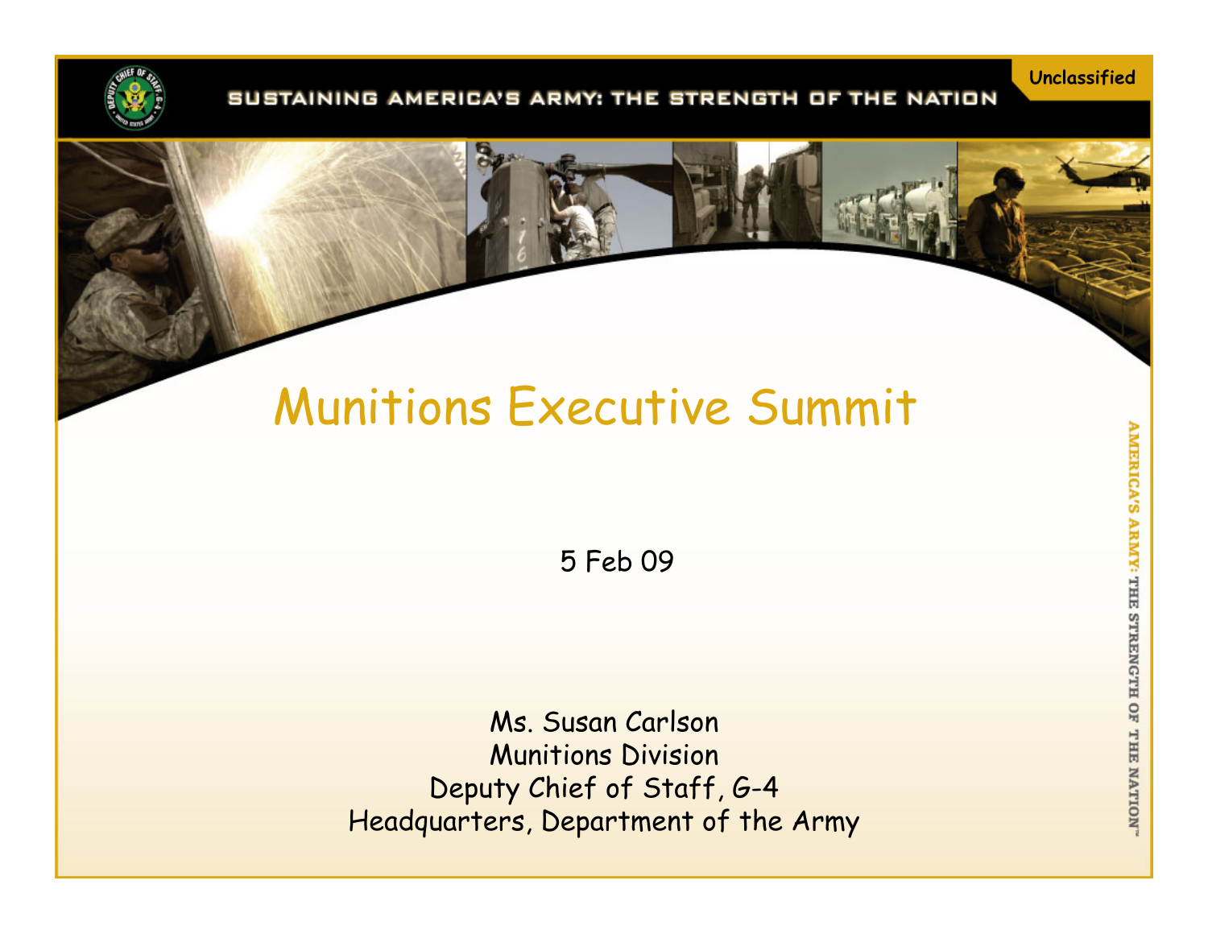Unclassified

SUSTAINING AMERICA'S ARMY: THE STRENGTH OF THE NATION

# Munitions Executive Summit

5 Feb 09

Ms. Susan Carlson
Munitions Division
Deputy Chief of Staff, G-4
Headquarters, Department of the Army

AMERICA'S ARMY: THE STRENGTH OF THE NATION™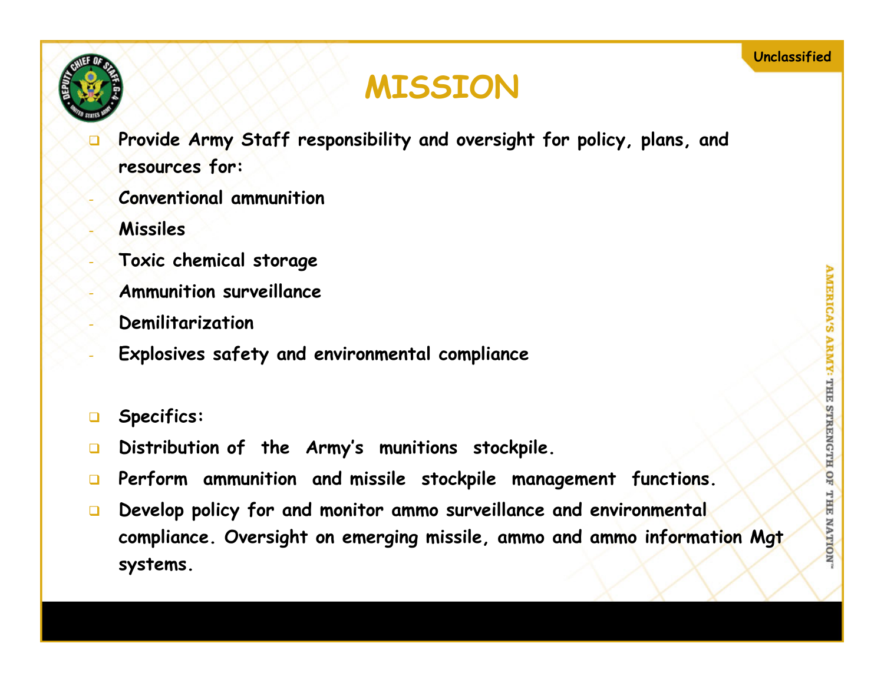# MISSION

- Provide Army Staff responsibility and oversight for policy, plans, and resources for:
  - Conventional ammunition
  - Missiles
  - Toxic chemical storage
  - Ammunition surveillance
  - Demilitarization
  - Explosives safety and environmental compliance

- Specifics:
- Distribution of the Army's munitions stockpile.
- Perform ammunition and missile stockpile management functions.
- Develop policy for and monitor ammo surveillance and environmental compliance. Oversight on emerging missile, ammo and ammo information Mgt systems.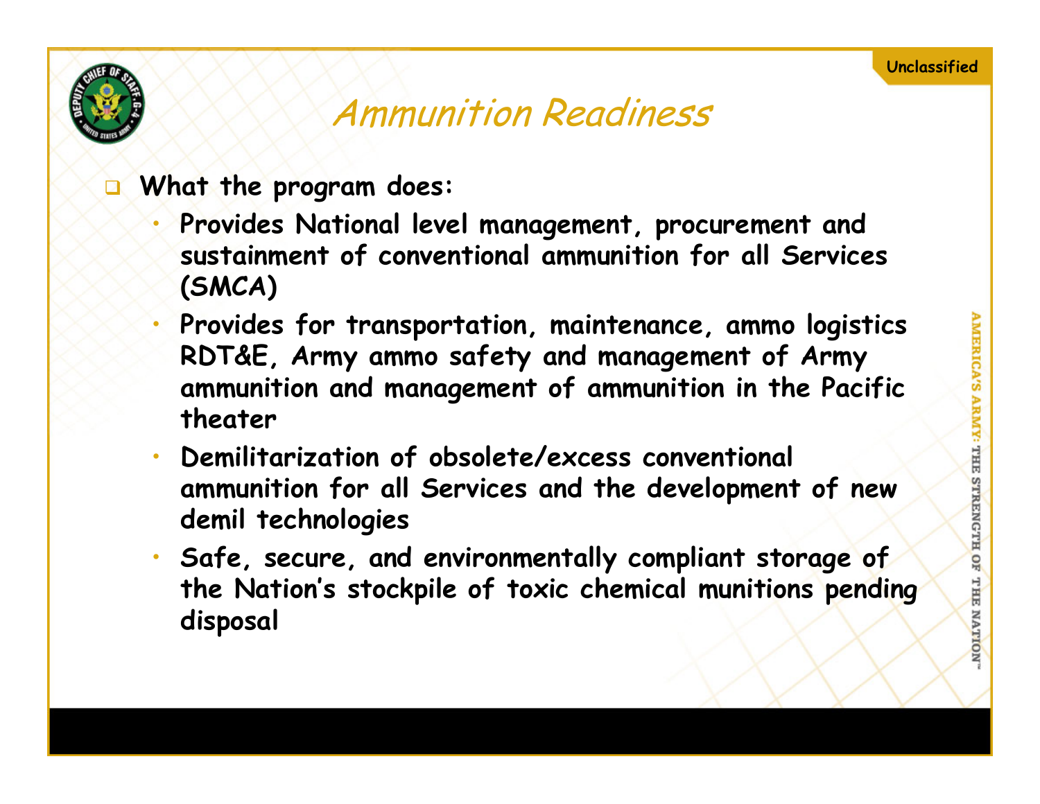# Ammunition Readiness

- **What the program does:**
  - **Provides National level management, procurement and sustainment of conventional ammunition for all Services (SMCA)**
  - **Provides for transportation, maintenance, ammo logistics RDT&E, Army ammo safety and management of Army ammunition and management of ammunition in the Pacific theater**
  - **Demilitarization of obsolete/excess conventional ammunition for all Services and the development of new demil technologies**
  - **Safe, secure, and environmentally compliant storage of the Nation's stockpile of toxic chemical munitions pending disposal**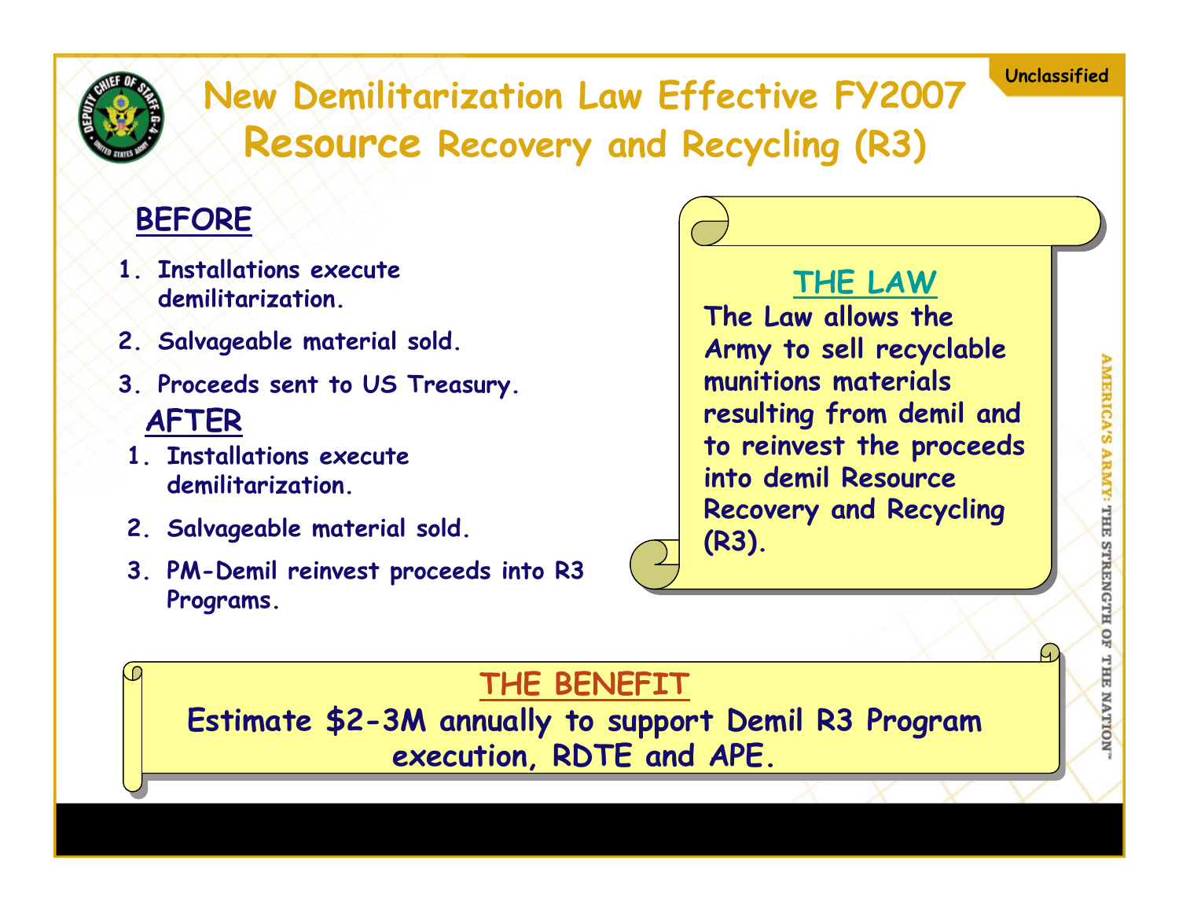Unclassified

# New Demilitarization Law Effective FY2007
## Resource Recovery and Recycling (R3)

### BEFORE

1. Installations execute demilitarization.
2. Salvageable material sold.
3. Proceeds sent to US Treasury.

### AFTER

1. Installations execute demilitarization.
2. Salvageable material sold.
3. PM-Demil reinvest proceeds into R3 Programs.

### THE LAW

The Law allows the Army to sell recyclable munitions materials resulting from demil and to reinvest the proceeds into demil Resource Recovery and Recycling (R3).

### THE BENEFIT

Estimate $2-3M annually to support Demil R3 Program execution, RDTE and APE.

AMERICA'S ARMY: THE STRENGTH OF THE NATION™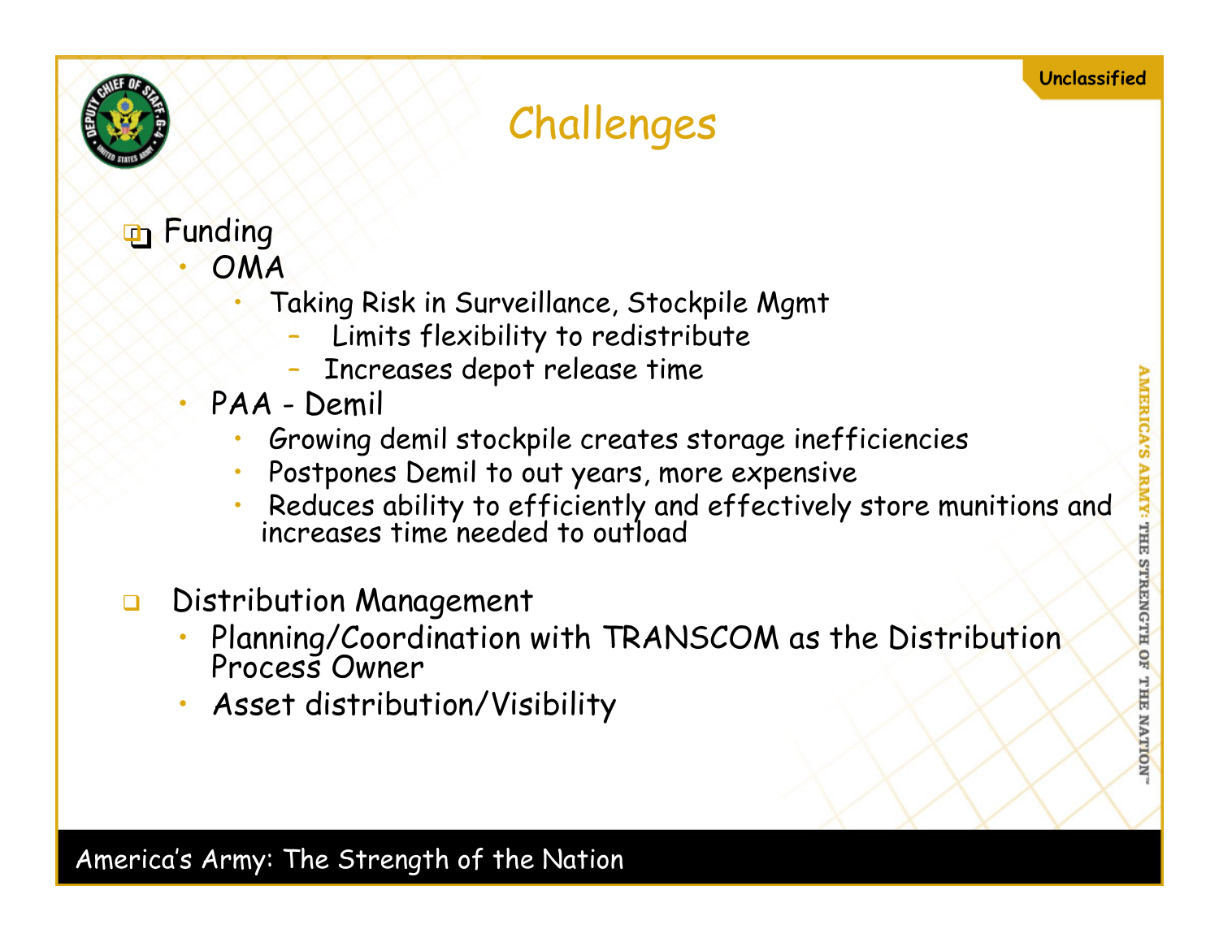# Challenges

- Funding
  - OMA
    - Taking Risk in Surveillance, Stockpile Mgmt
      - Limits flexibility to redistribute
      - Increases depot release time
  - PAA - Demil
    - Growing demil stockpile creates storage inefficiencies
    - Postpones Demil to out years, more expensive
    - Reduces ability to efficiently and effectively store munitions and increases time needed to outload

- Distribution Management
  - Planning/Coordination with TRANSCOM as the Distribution Process Owner
  - Asset distribution/Visibility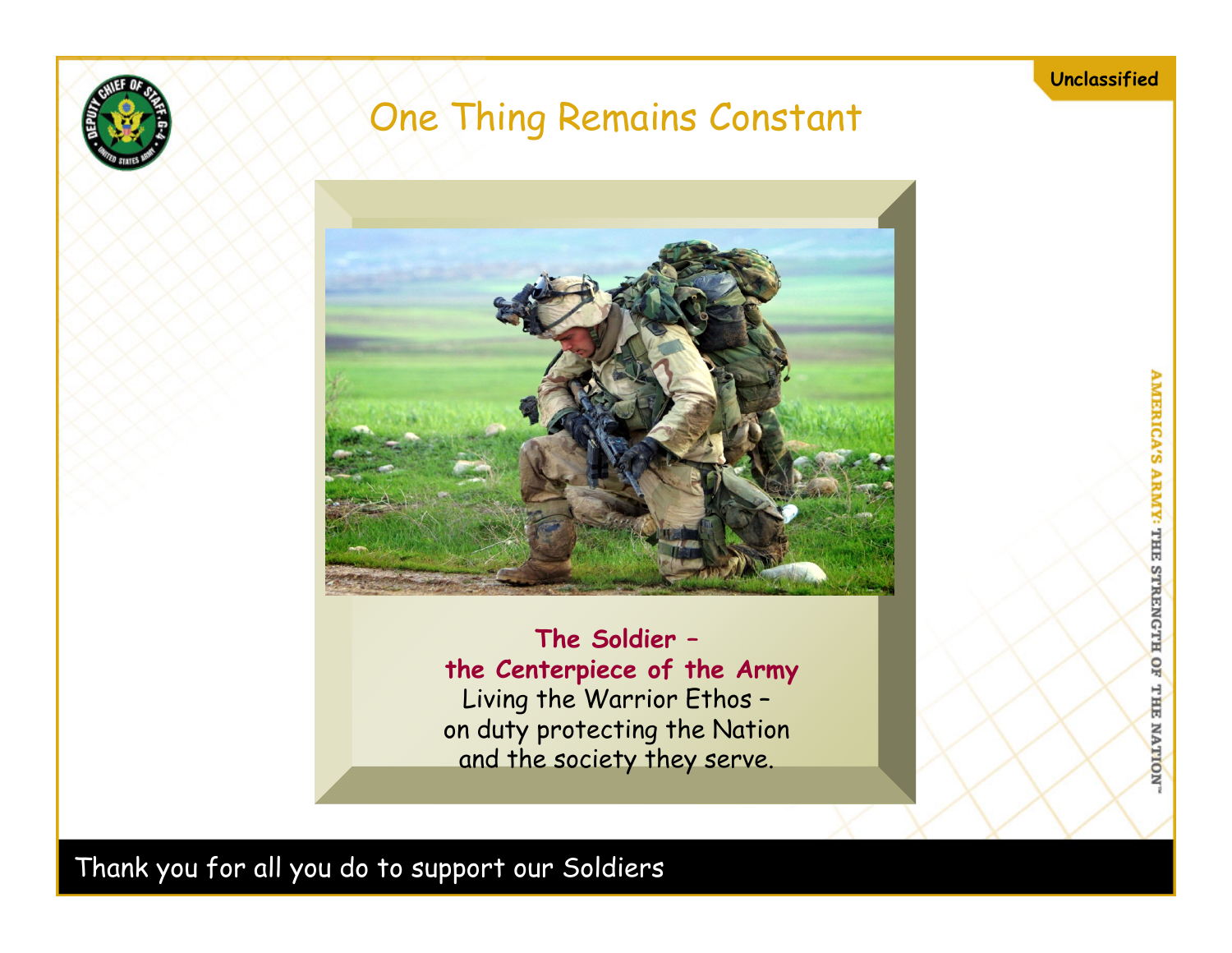# One Thing Remains Constant

**The Soldier –**
**the Centerpiece of the Army**
Living the Warrior Ethos –
on duty protecting the Nation
and the society they serve.

Thank you for all you do to support our Soldiers